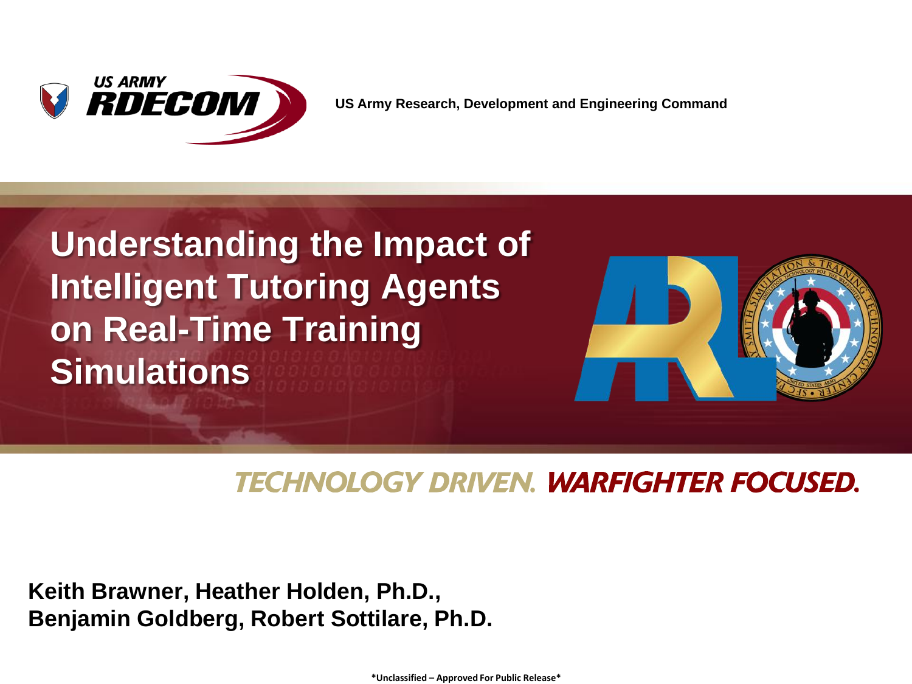US ARMY RDECOM

US Army Research, Development and Engineering Command

# Understanding the Impact of Intelligent Tutoring Agents on Real-Time Training Simulations

TECHNOLOGY DRIVEN. WARFIGHTER FOCUSED.

**Keith Brawner, Heather Holden, Ph.D., Benjamin Goldberg, Robert Sottilare, Ph.D.**

*Unclassified – Approved For Public Release*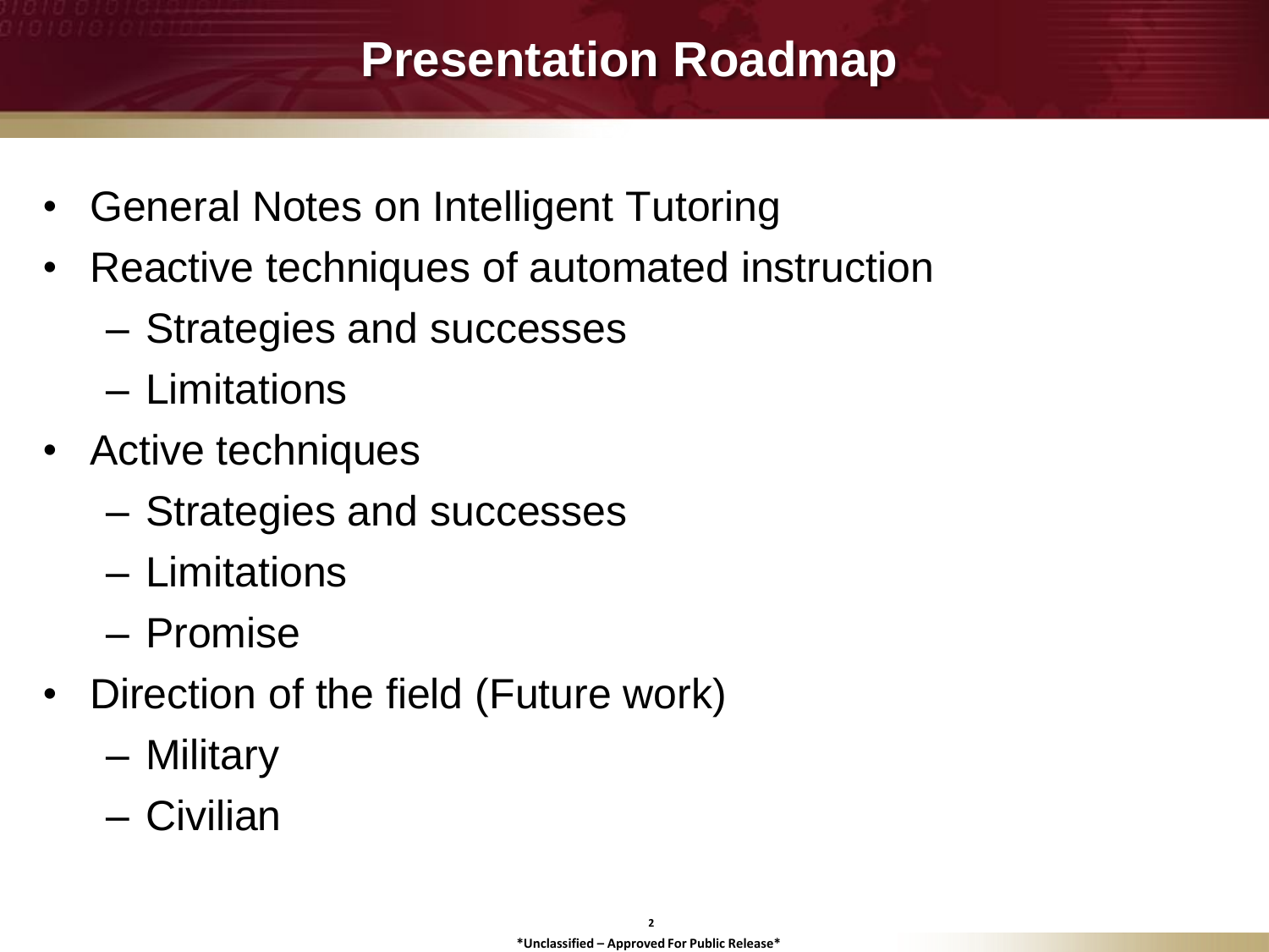# Presentation Roadmap

- General Notes on Intelligent Tutoring
- Reactive techniques of automated instruction
  - Strategies and successes
  - Limitations
- Active techniques
  - Strategies and successes
  - Limitations
  - Promise
- Direction of the field (Future work)
  - Military
  - Civilian

*Unclassified – Approved For Public Release*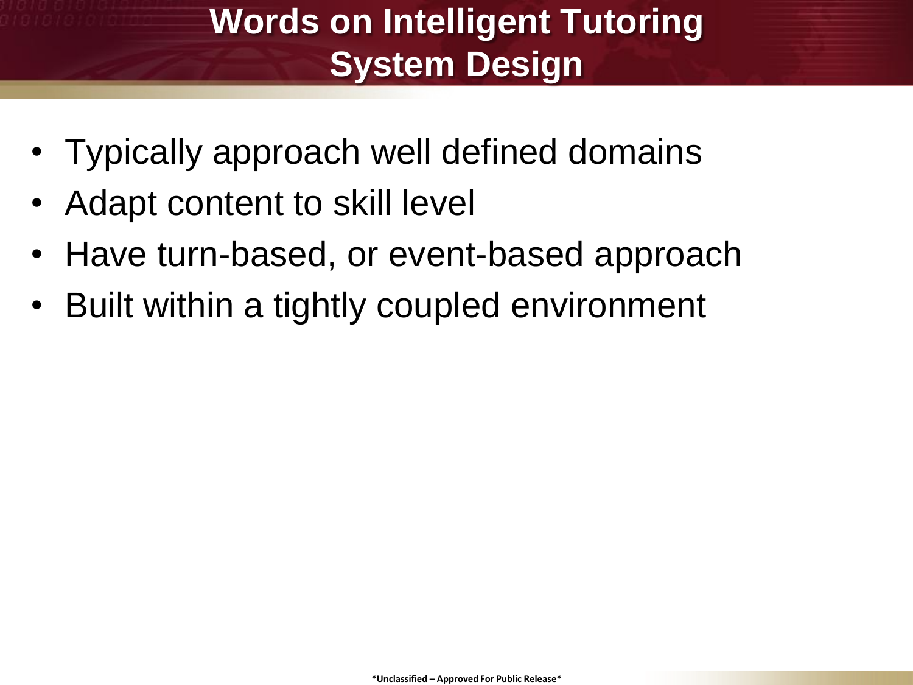# Words on Intelligent Tutoring System Design

- Typically approach well defined domains
- Adapt content to skill level
- Have turn-based, or event-based approach
- Built within a tightly coupled environment

*Unclassified – Approved For Public Release*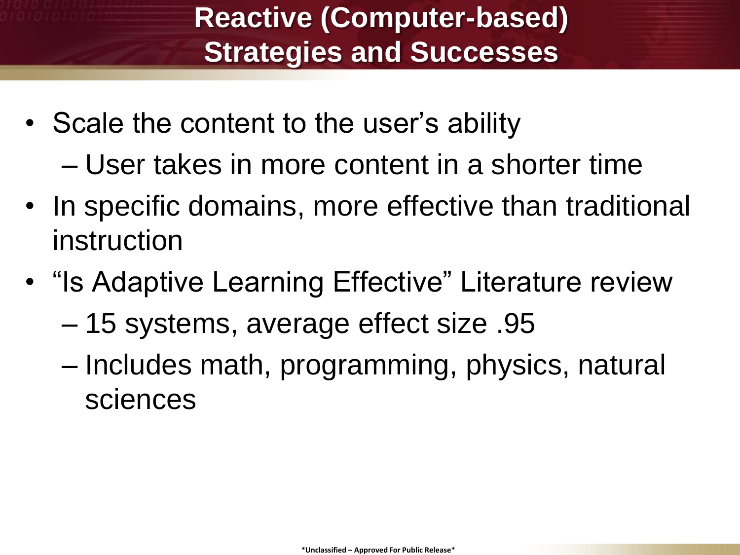# Reactive (Computer-based) Strategies and Successes

- Scale the content to the user's ability
  - User takes in more content in a shorter time
- In specific domains, more effective than traditional instruction
- "Is Adaptive Learning Effective" Literature review
  - 15 systems, average effect size .95
  - Includes math, programming, physics, natural sciences

*Unclassified – Approved For Public Release*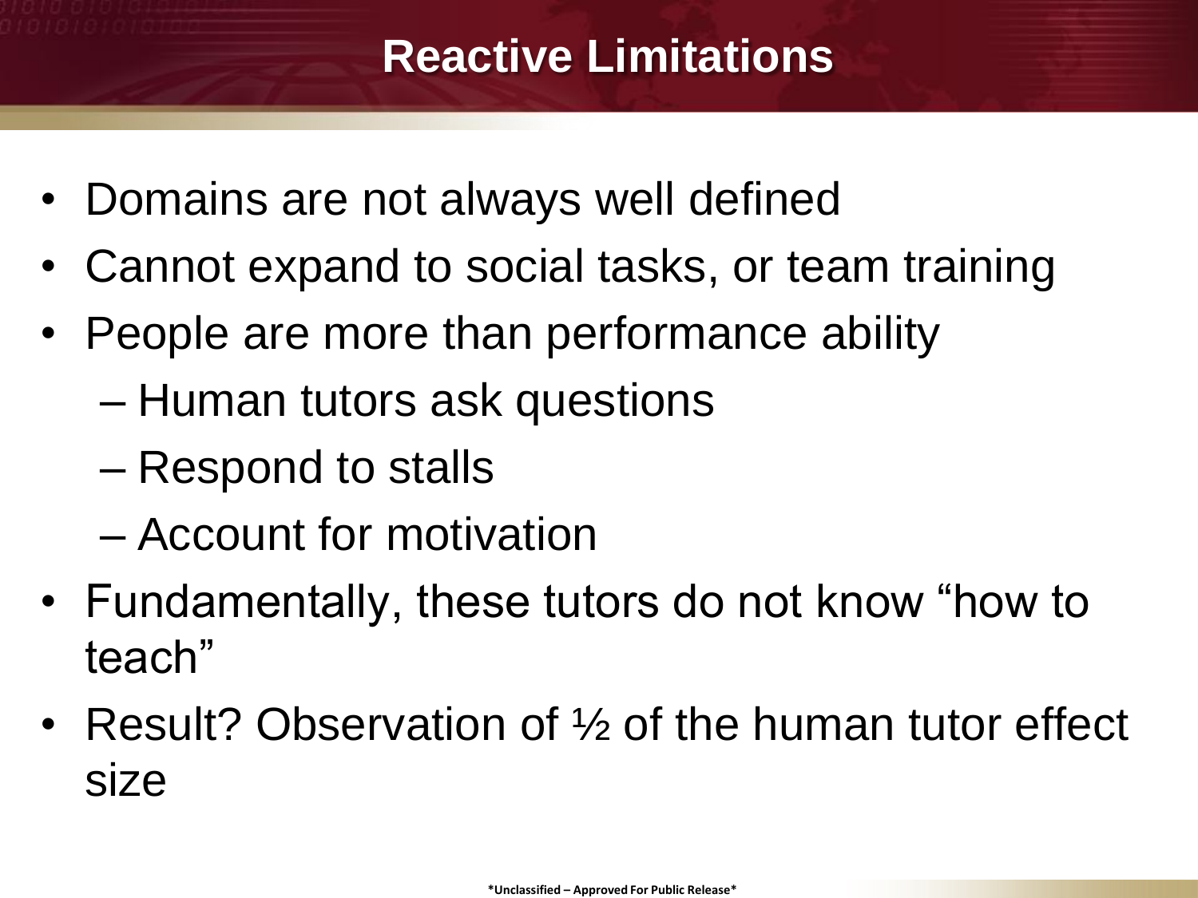# Reactive Limitations

- Domains are not always well defined
- Cannot expand to social tasks, or team training
- People are more than performance ability
  - Human tutors ask questions
  - Respond to stalls
  - Account for motivation
- Fundamentally, these tutors do not know “how to teach”
- Result? Observation of ½ of the human tutor effect size

*Unclassified – Approved For Public Release*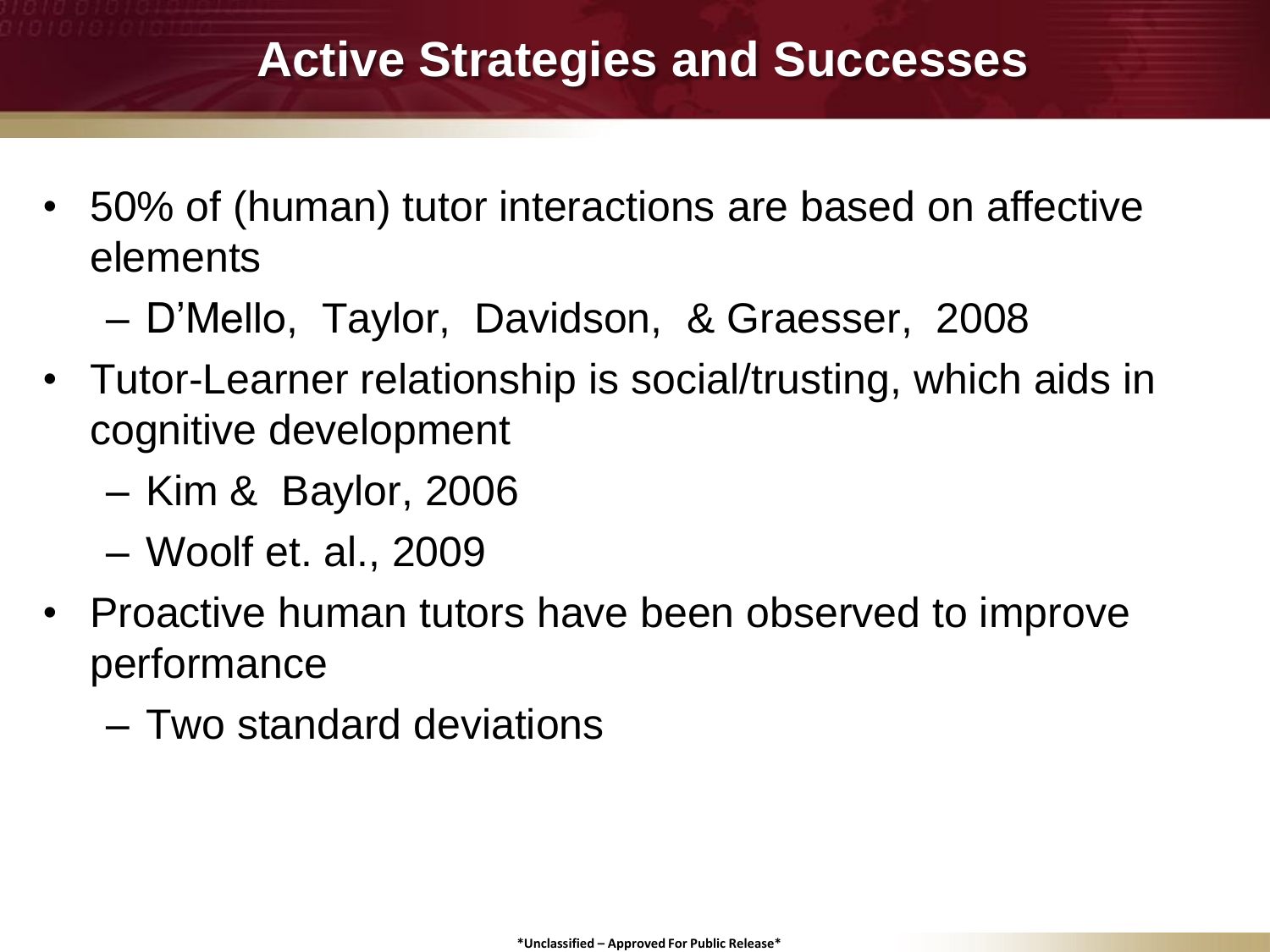# Active Strategies and Successes

- 50% of (human) tutor interactions are based on affective elements
  - D'Mello, Taylor, Davidson, & Graesser, 2008
- Tutor-Learner relationship is social/trusting, which aids in cognitive development
  - Kim & Baylor, 2006
  - Woolf et. al., 2009
- Proactive human tutors have been observed to improve performance
  - Two standard deviations

*Unclassified – Approved For Public Release*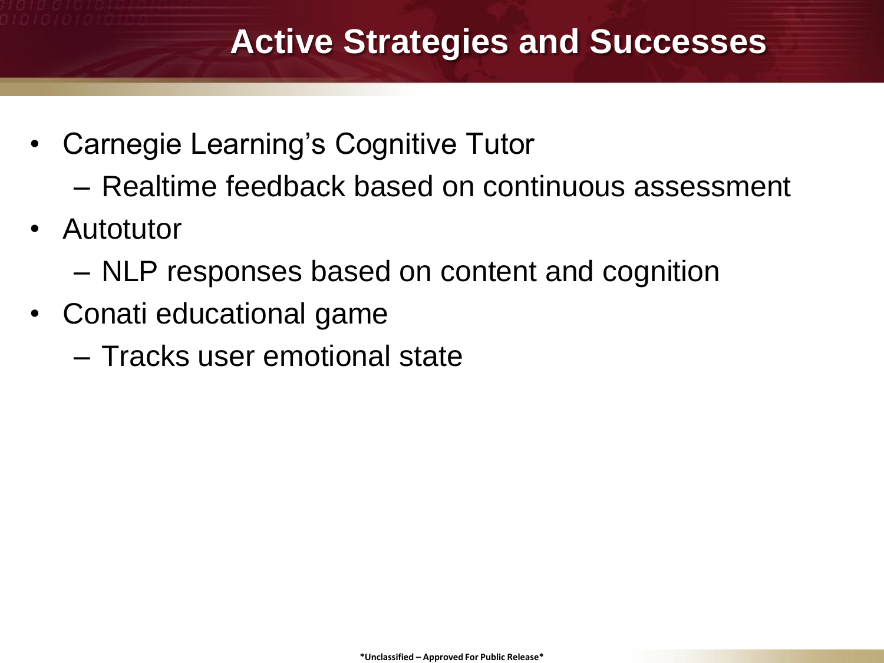# Active Strategies and Successes

- Carnegie Learning's Cognitive Tutor
  - Realtime feedback based on continuous assessment
- Autotutor
  - NLP responses based on content and cognition
- Conati educational game
  - Tracks user emotional state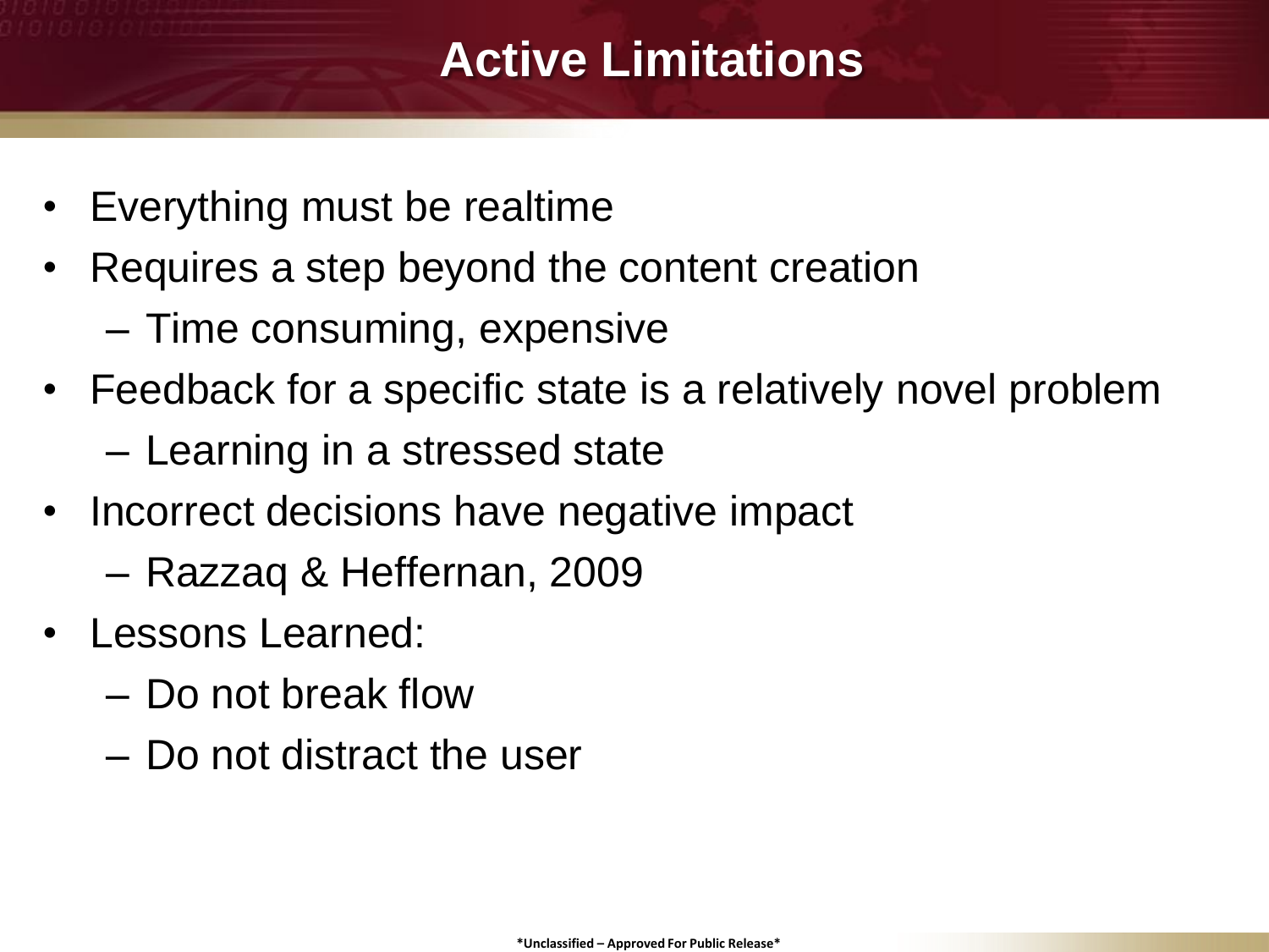# Active Limitations

- Everything must be realtime
- Requires a step beyond the content creation
  - Time consuming, expensive
- Feedback for a specific state is a relatively novel problem
  - Learning in a stressed state
- Incorrect decisions have negative impact
  - Razzaq & Heffernan, 2009
- Lessons Learned:
  - Do not break flow
  - Do not distract the user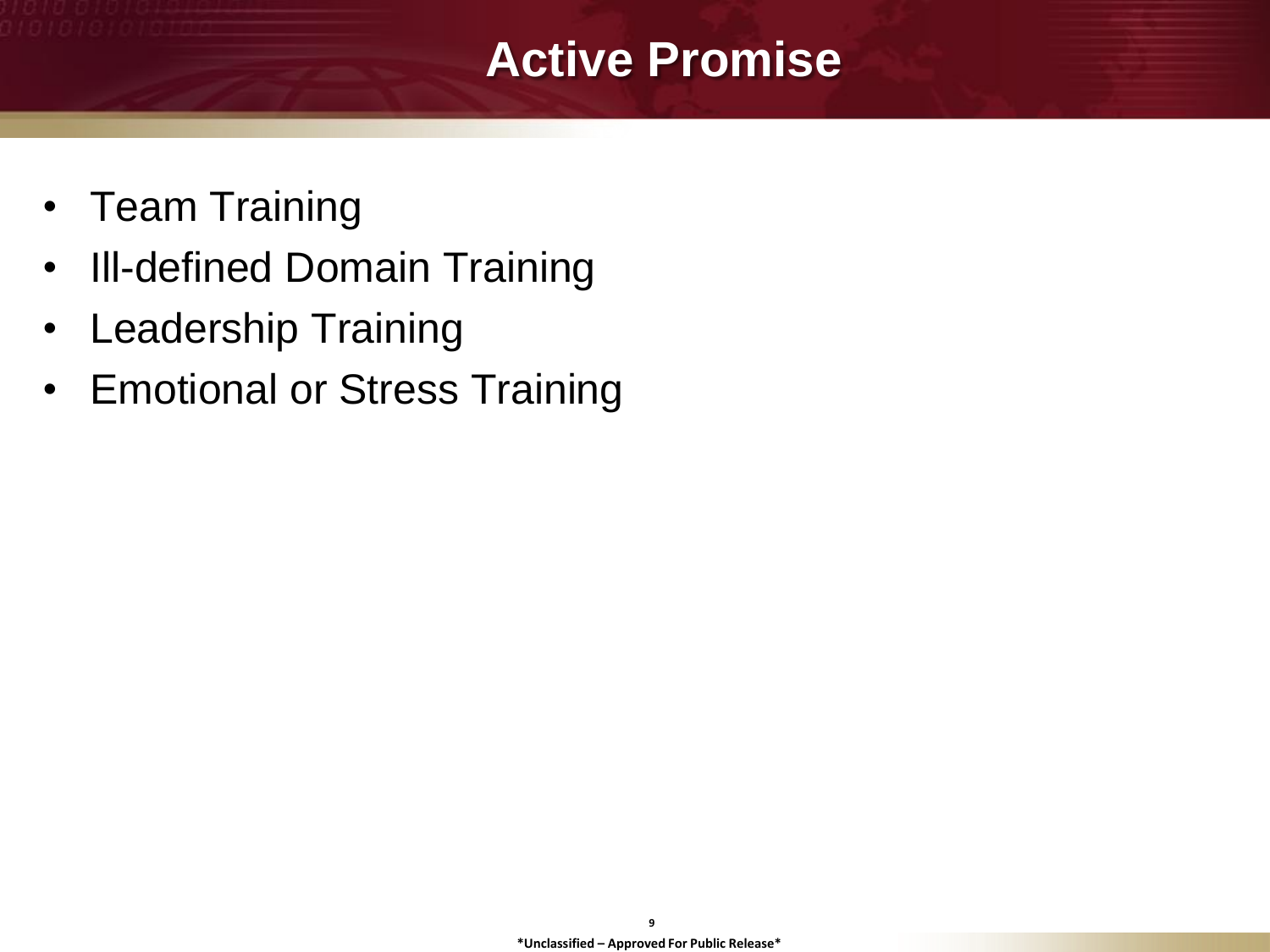# Active Promise

- Team Training
- Ill-defined Domain Training
- Leadership Training
- Emotional or Stress Training

*Unclassified – Approved For Public Release*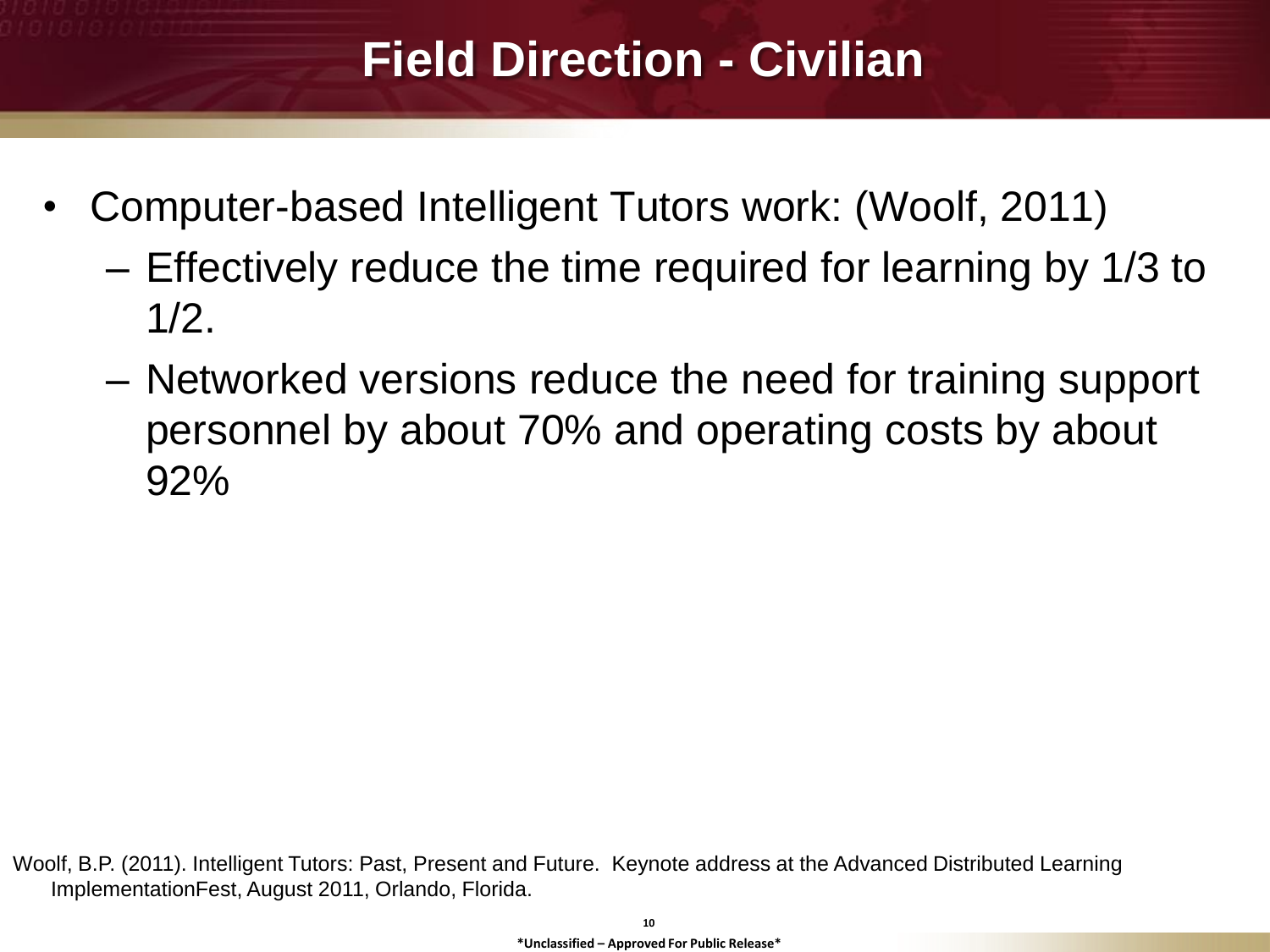# Field Direction - Civilian

- Computer-based Intelligent Tutors work: (Woolf, 2011)
  - Effectively reduce the time required for learning by 1/3 to 1/2.
  - Networked versions reduce the need for training support personnel by about 70% and operating costs by about 92%

Woolf, B.P. (2011). Intelligent Tutors: Past, Present and Future. Keynote address at the Advanced Distributed Learning ImplementationFest, August 2011, Orlando, Florida.

*Unclassified – Approved For Public Release*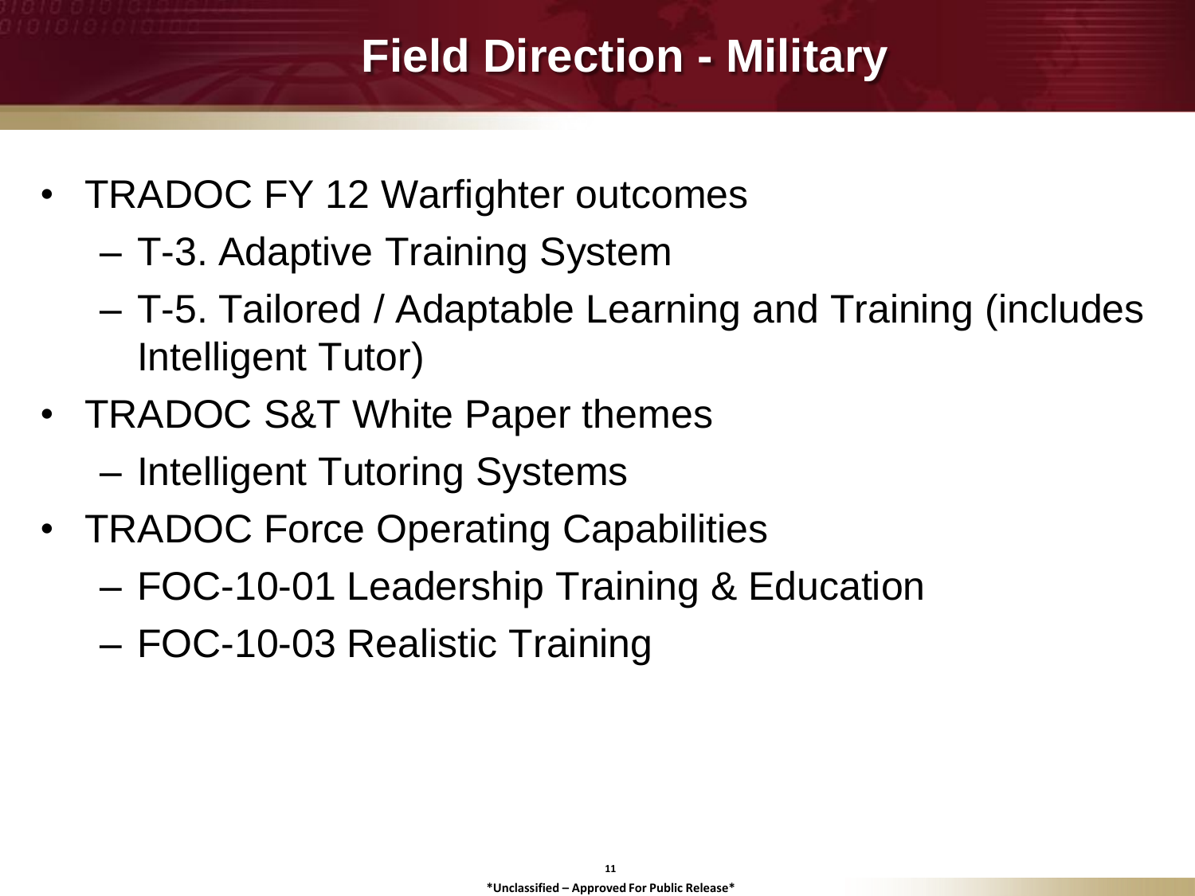# Field Direction - Military

- TRADOC FY 12 Warfighter outcomes
  - T-3. Adaptive Training System
  - T-5. Tailored / Adaptable Learning and Training (includes Intelligent Tutor)
- TRADOC S&T White Paper themes
  - Intelligent Tutoring Systems
- TRADOC Force Operating Capabilities
  - FOC-10-01 Leadership Training & Education
  - FOC-10-03 Realistic Training

*Unclassified – Approved For Public Release*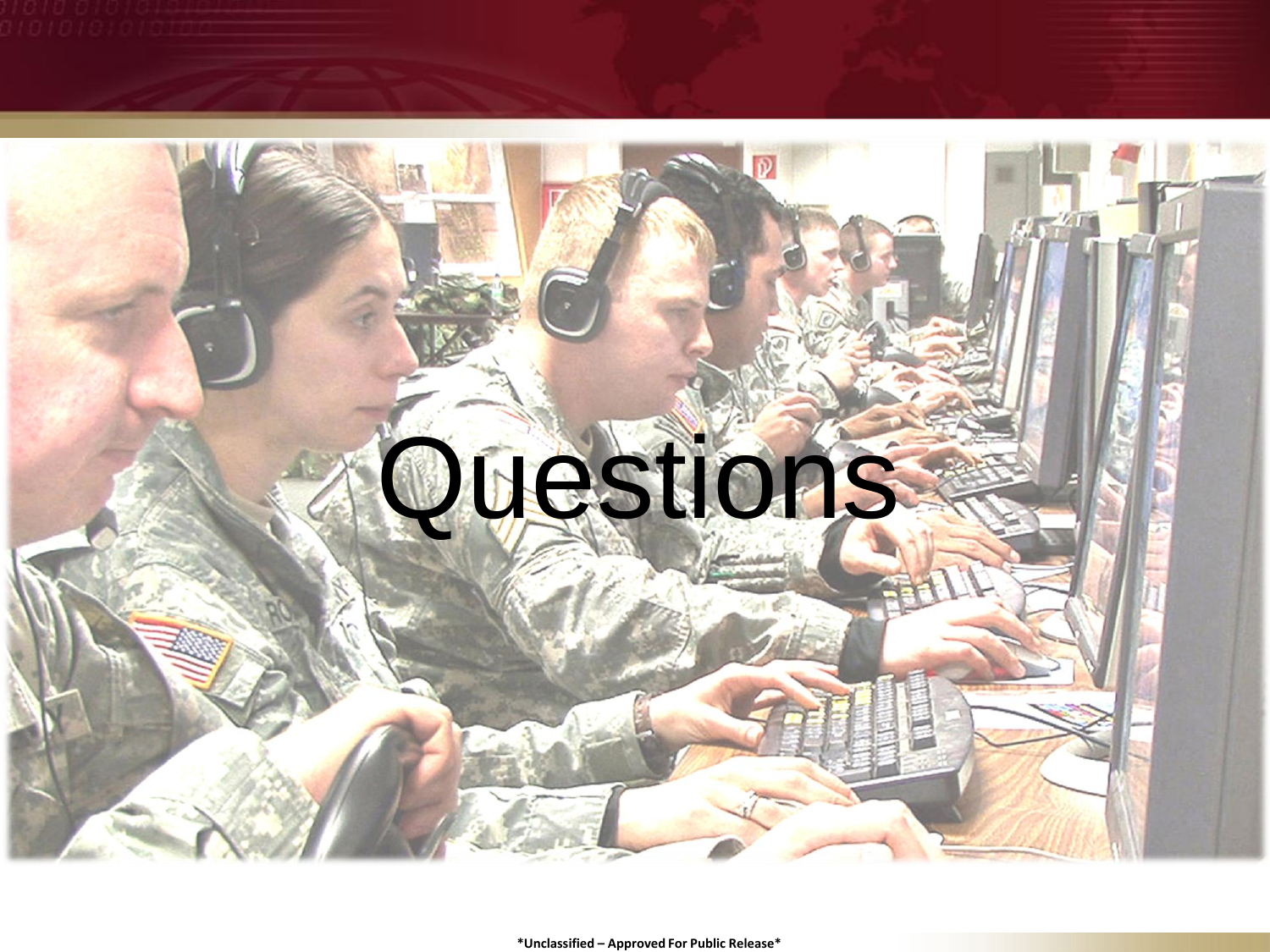# Questions

*Unclassified – Approved For Public Release*